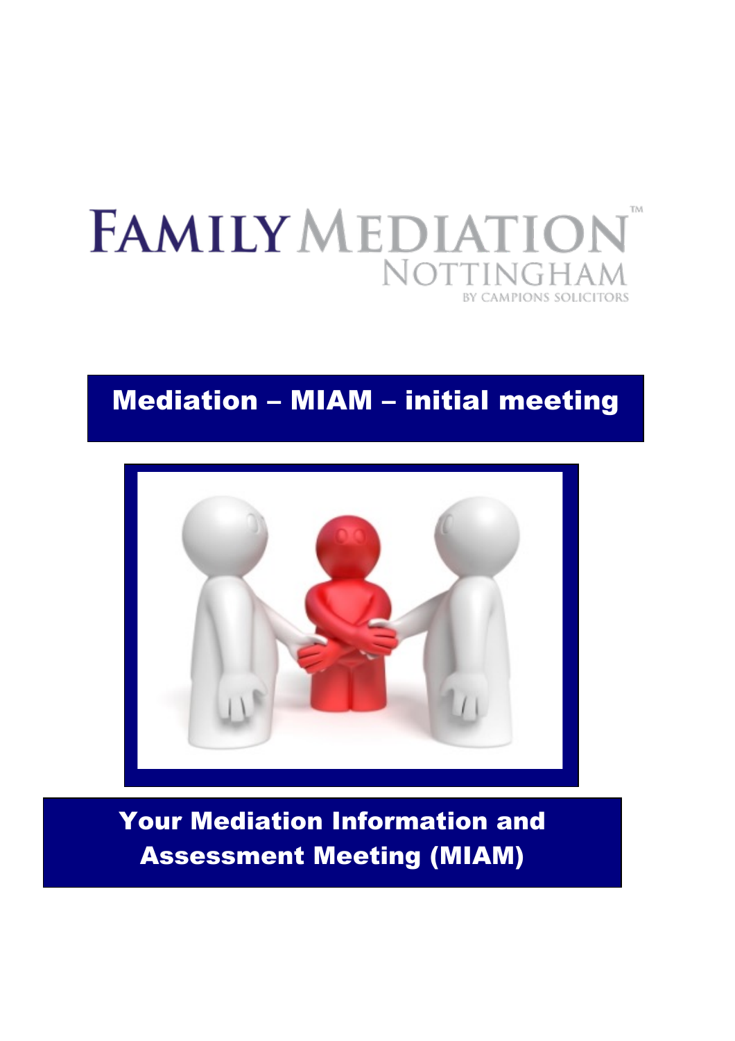FAMILY MEDIATION™
NOTTINGHAM
BY CAMPIONS SOLICITORS

# Mediation – MIAM – initial meeting

## Your Mediation Information and Assessment Meeting (MIAM)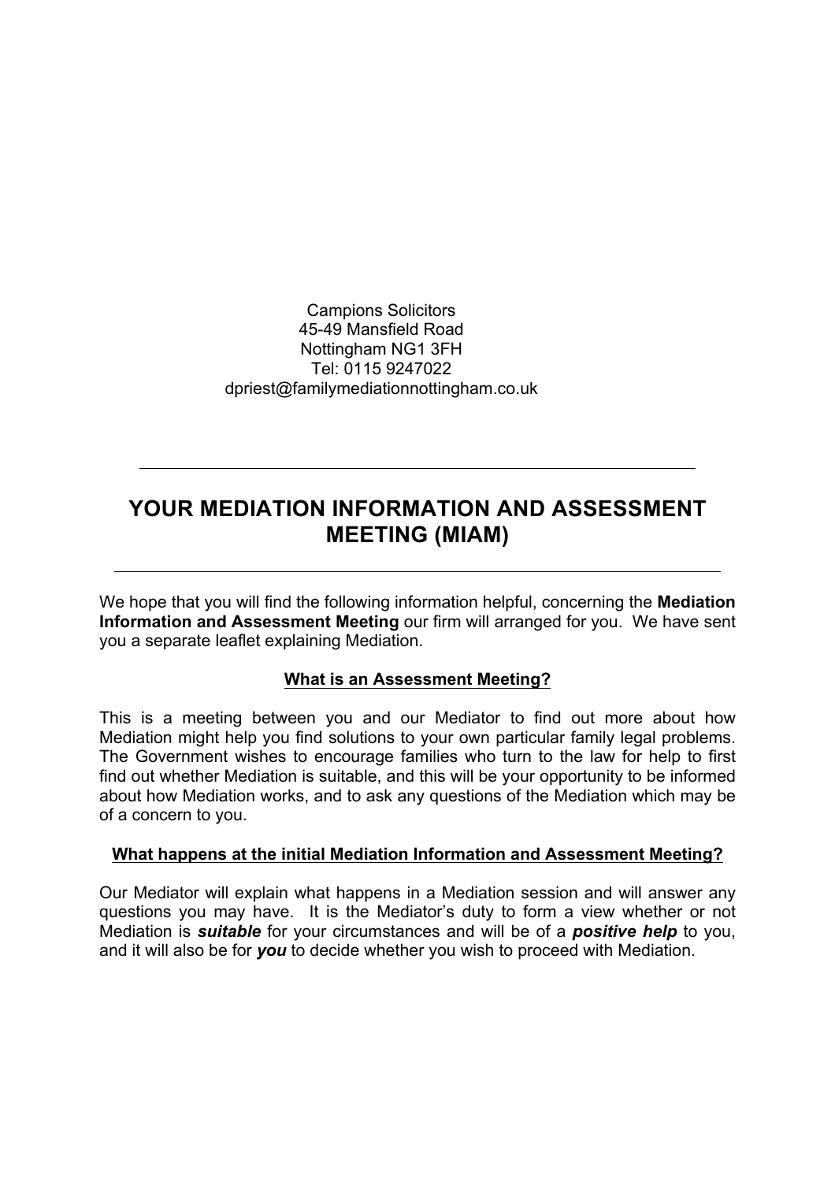Campions Solicitors
45-49 Mansfield Road
Nottingham NG1 3FH
Tel: 0115 9247022
dpriest@familymediationnottingham.co.uk

---

# YOUR MEDIATION INFORMATION AND ASSESSMENT MEETING (MIAM)

---

We hope that you will find the following information helpful, concerning the **Mediation Information and Assessment Meeting** our firm will arranged for you. We have sent you a separate leaflet explaining Mediation.

## What is an Assessment Meeting?

This is a meeting between you and our Mediator to find out more about how Mediation might help you find solutions to your own particular family legal problems. The Government wishes to encourage families who turn to the law for help to first find out whether Mediation is suitable, and this will be your opportunity to be informed about how Mediation works, and to ask any questions of the Mediation which may be of a concern to you.

## What happens at the initial Mediation Information and Assessment Meeting?

Our Mediator will explain what happens in a Mediation session and will answer any questions you may have. It is the Mediator's duty to form a view whether or not Mediation is ***suitable*** for your circumstances and will be of a ***positive help*** to you, and it will also be for ***you*** to decide whether you wish to proceed with Mediation.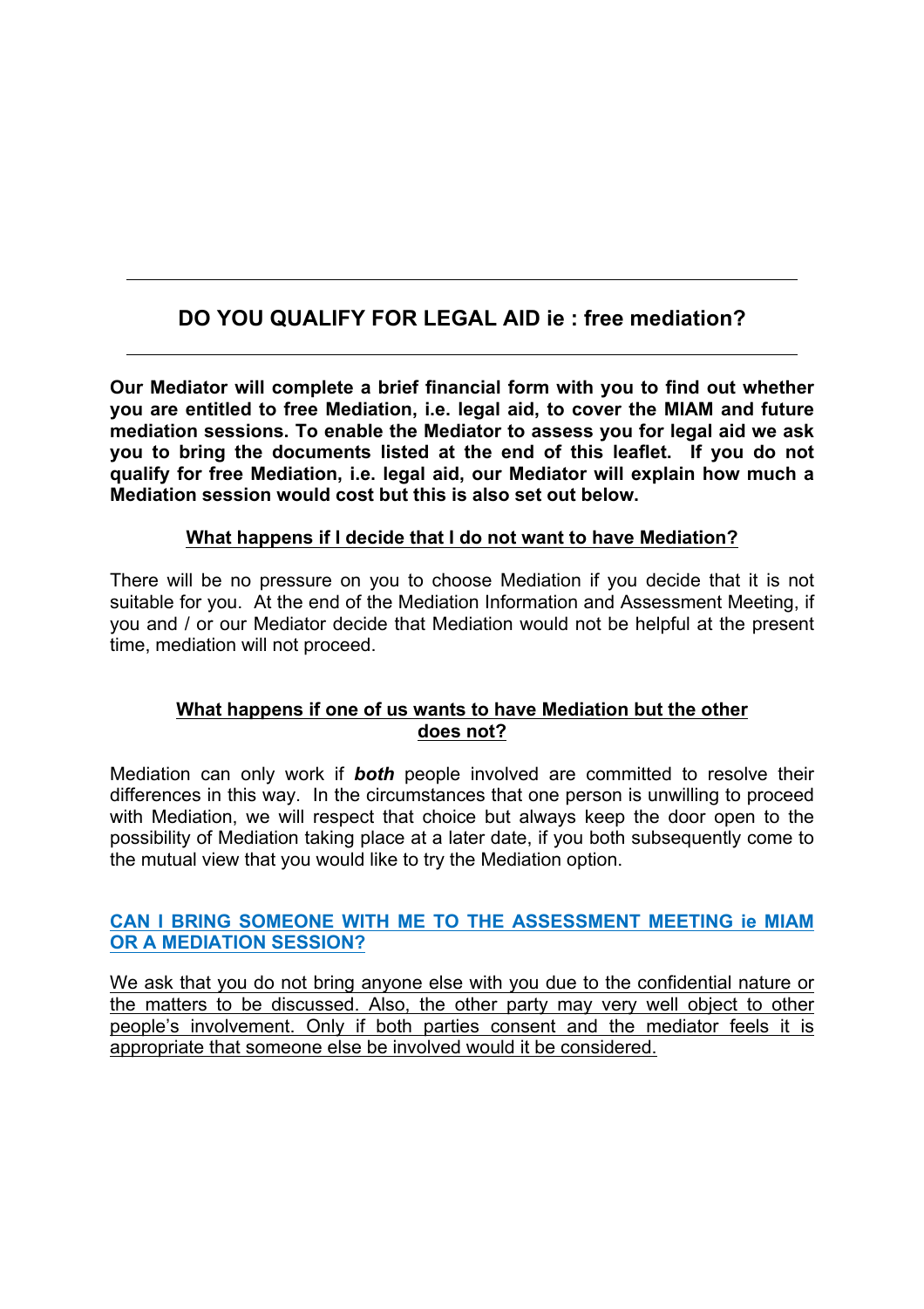## DO YOU QUALIFY FOR LEGAL AID ie : free mediation?

**Our Mediator will complete a brief financial form with you to find out whether you are entitled to free Mediation, i.e. legal aid, to cover the MIAM and future mediation sessions. To enable the Mediator to assess you for legal aid we ask you to bring the documents listed at the end of this leaflet. If you do not qualify for free Mediation, i.e. legal aid, our Mediator will explain how much a Mediation session would cost but this is also set out below.**

### What happens if I decide that I do not want to have Mediation?

There will be no pressure on you to choose Mediation if you decide that it is not suitable for you. At the end of the Mediation Information and Assessment Meeting, if you and / or our Mediator decide that Mediation would not be helpful at the present time, mediation will not proceed.

### What happens if one of us wants to have Mediation but the other does not?

Mediation can only work if ***both*** people involved are committed to resolve their differences in this way. In the circumstances that one person is unwilling to proceed with Mediation, we will respect that choice but always keep the door open to the possibility of Mediation taking place at a later date, if you both subsequently come to the mutual view that you would like to try the Mediation option.

### CAN I BRING SOMEONE WITH ME TO THE ASSESSMENT MEETING ie MIAM OR A MEDIATION SESSION?

We ask that you do not bring anyone else with you due to the confidential nature or the matters to be discussed. Also, the other party may very well object to other people's involvement. Only if both parties consent and the mediator feels it is appropriate that someone else be involved would it be considered.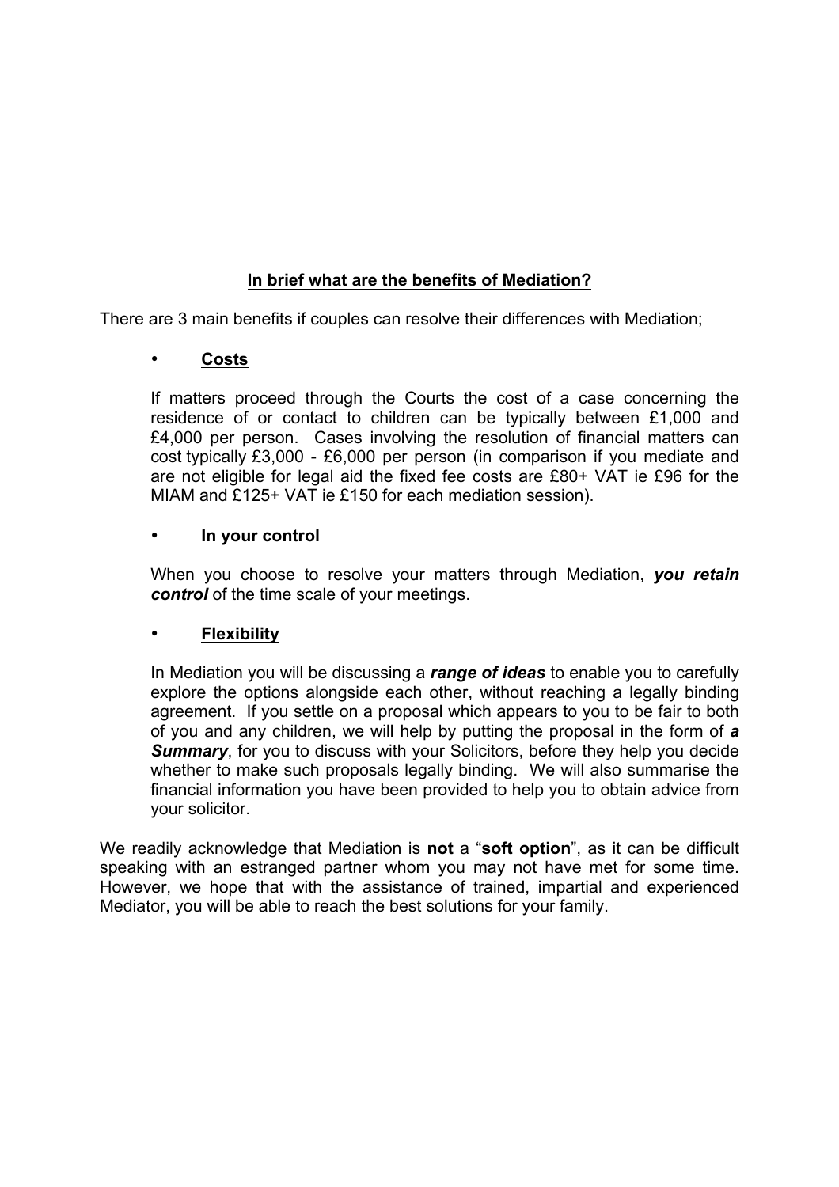## In brief what are the benefits of Mediation?

There are 3 main benefits if couples can resolve their differences with Mediation;

- **Costs**

  If matters proceed through the Courts the cost of a case concerning the residence of or contact to children can be typically between £1,000 and £4,000 per person. Cases involving the resolution of financial matters can cost typically £3,000 - £6,000 per person (in comparison if you mediate and are not eligible for legal aid the fixed fee costs are £80+ VAT ie £96 for the MIAM and £125+ VAT ie £150 for each mediation session).

- **In your control**

  When you choose to resolve your matters through Mediation, ***you retain control*** of the time scale of your meetings.

- **Flexibility**

  In Mediation you will be discussing a ***range of ideas*** to enable you to carefully explore the options alongside each other, without reaching a legally binding agreement. If you settle on a proposal which appears to you to be fair to both of you and any children, we will help by putting the proposal in the form of ***a Summary***, for you to discuss with your Solicitors, before they help you decide whether to make such proposals legally binding. We will also summarise the financial information you have been provided to help you to obtain advice from your solicitor.

We readily acknowledge that Mediation is **not** a "**soft option**", as it can be difficult speaking with an estranged partner whom you may not have met for some time. However, we hope that with the assistance of trained, impartial and experienced Mediator, you will be able to reach the best solutions for your family.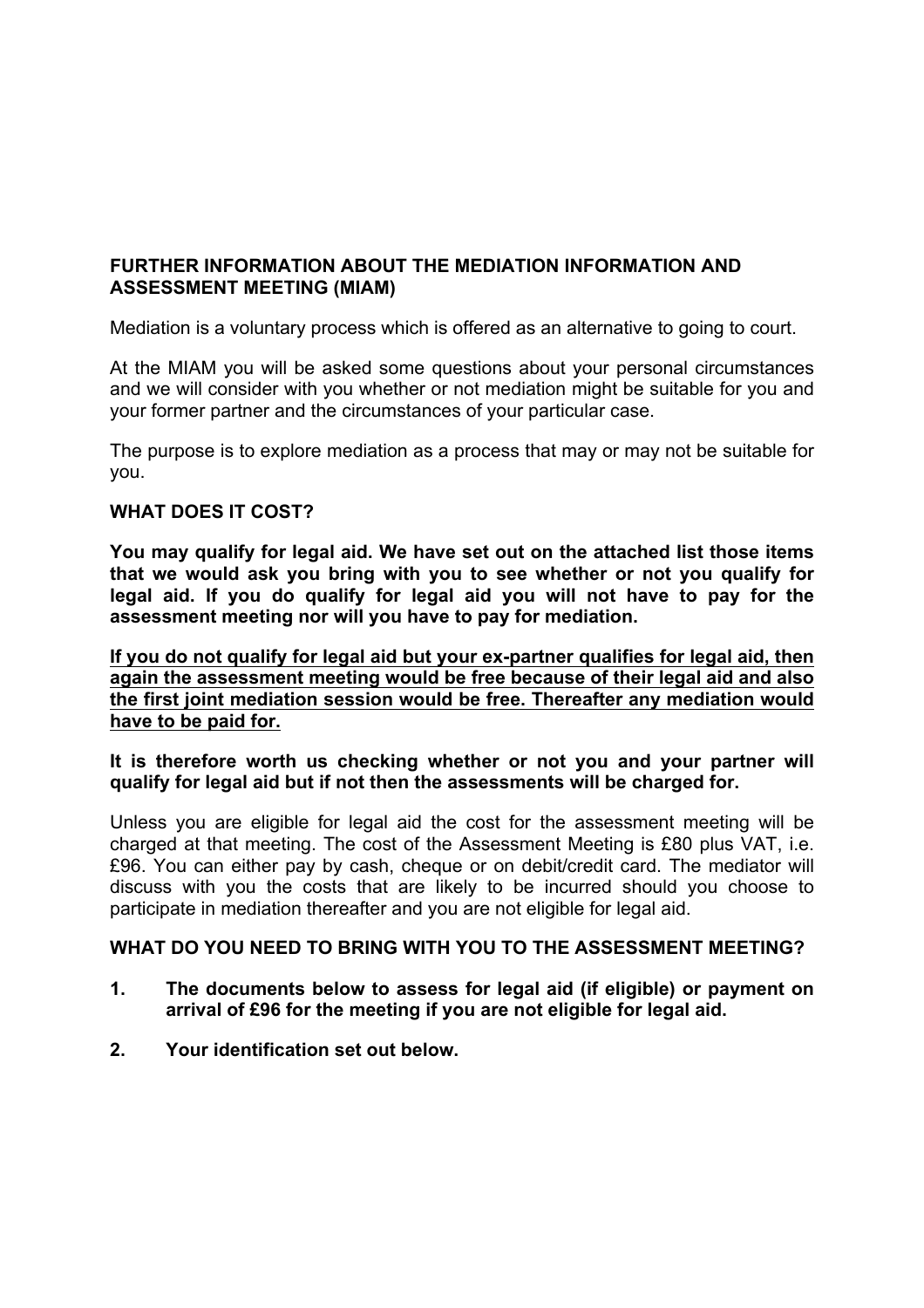**FURTHER INFORMATION ABOUT THE MEDIATION INFORMATION AND ASSESSMENT MEETING (MIAM)**

Mediation is a voluntary process which is offered as an alternative to going to court.

At the MIAM you will be asked some questions about your personal circumstances and we will consider with you whether or not mediation might be suitable for you and your former partner and the circumstances of your particular case.

The purpose is to explore mediation as a process that may or may not be suitable for you.

**WHAT DOES IT COST?**

**You may qualify for legal aid. We have set out on the attached list those items that we would ask you bring with you to see whether or not you qualify for legal aid. If you do qualify for legal aid you will not have to pay for the assessment meeting nor will you have to pay for mediation.**

<u>**If you do not qualify for legal aid but your ex-partner qualifies for legal aid, then again the assessment meeting would be free because of their legal aid and also the first joint mediation session would be free. Thereafter any mediation would have to be paid for.**</u>

**It is therefore worth us checking whether or not you and your partner will qualify for legal aid but if not then the assessments will be charged for.**

Unless you are eligible for legal aid the cost for the assessment meeting will be charged at that meeting. The cost of the Assessment Meeting is £80 plus VAT, i.e. £96. You can either pay by cash, cheque or on debit/credit card. The mediator will discuss with you the costs that are likely to be incurred should you choose to participate in mediation thereafter and you are not eligible for legal aid.

**WHAT DO YOU NEED TO BRING WITH YOU TO THE ASSESSMENT MEETING?**

1. **The documents below to assess for legal aid (if eligible) or payment on arrival of £96 for the meeting if you are not eligible for legal aid.**
2. **Your identification set out below.**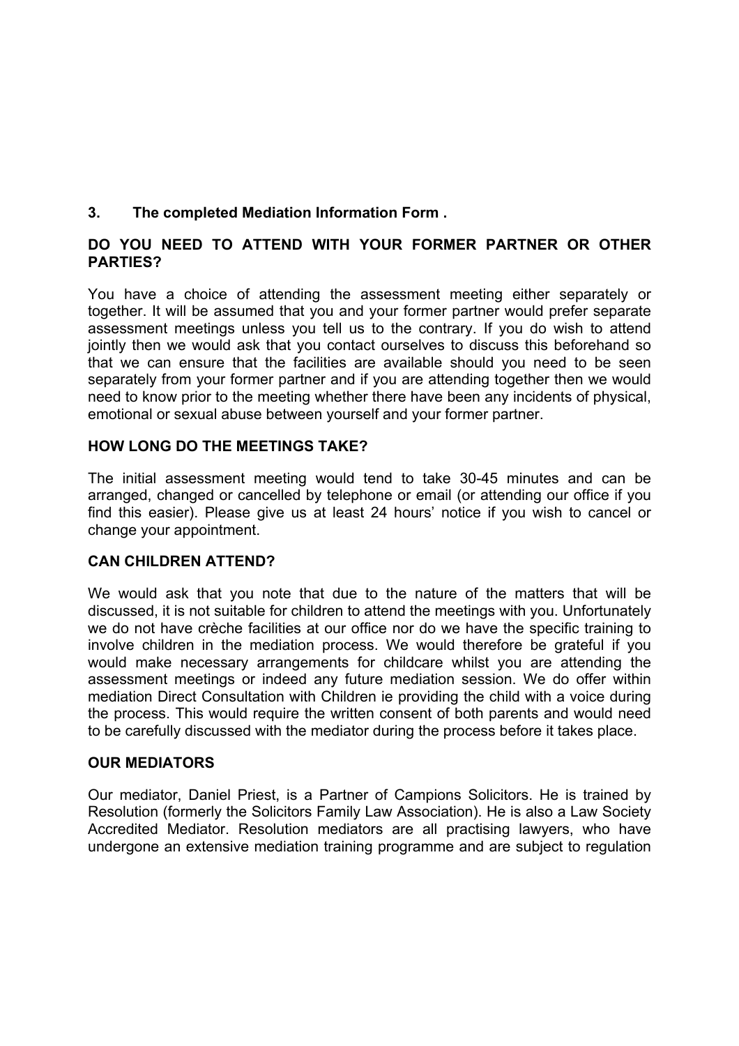**3. The completed Mediation Information Form .**

**DO YOU NEED TO ATTEND WITH YOUR FORMER PARTNER OR OTHER PARTIES?**

You have a choice of attending the assessment meeting either separately or together. It will be assumed that you and your former partner would prefer separate assessment meetings unless you tell us to the contrary. If you do wish to attend jointly then we would ask that you contact ourselves to discuss this beforehand so that we can ensure that the facilities are available should you need to be seen separately from your former partner and if you are attending together then we would need to know prior to the meeting whether there have been any incidents of physical, emotional or sexual abuse between yourself and your former partner.

**HOW LONG DO THE MEETINGS TAKE?**

The initial assessment meeting would tend to take 30-45 minutes and can be arranged, changed or cancelled by telephone or email (or attending our office if you find this easier). Please give us at least 24 hours' notice if you wish to cancel or change your appointment.

**CAN CHILDREN ATTEND?**

We would ask that you note that due to the nature of the matters that will be discussed, it is not suitable for children to attend the meetings with you. Unfortunately we do not have crèche facilities at our office nor do we have the specific training to involve children in the mediation process. We would therefore be grateful if you would make necessary arrangements for childcare whilst you are attending the assessment meetings or indeed any future mediation session. We do offer within mediation Direct Consultation with Children ie providing the child with a voice during the process. This would require the written consent of both parents and would need to be carefully discussed with the mediator during the process before it takes place.

**OUR MEDIATORS**

Our mediator, Daniel Priest, is a Partner of Campions Solicitors. He is trained by Resolution (formerly the Solicitors Family Law Association). He is also a Law Society Accredited Mediator. Resolution mediators are all practising lawyers, who have undergone an extensive mediation training programme and are subject to regulation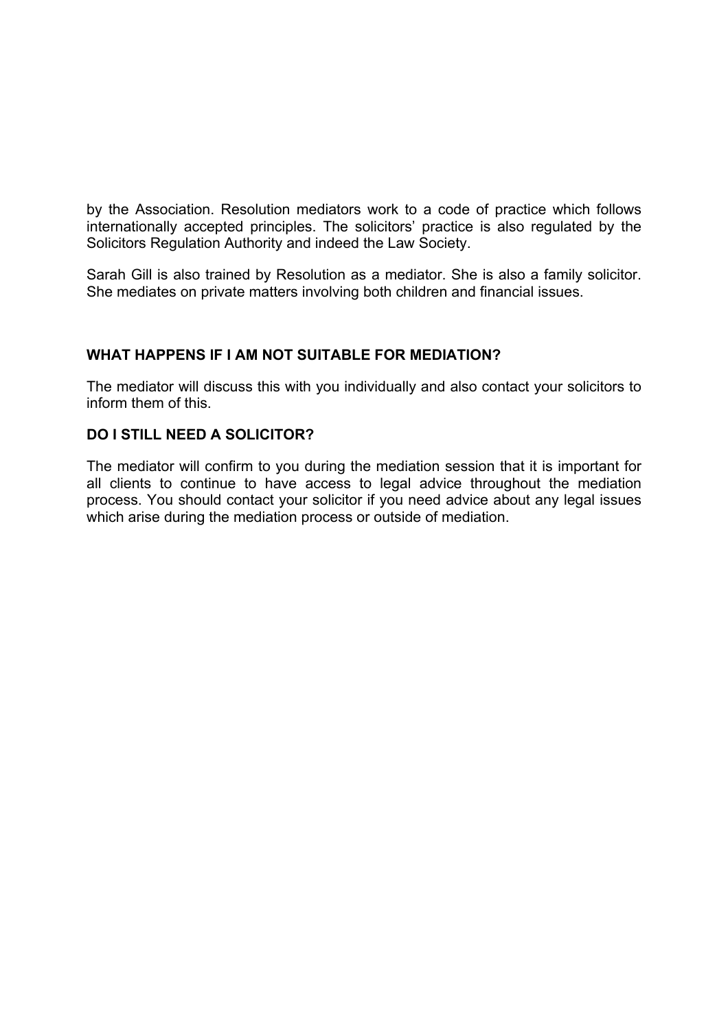by the Association. Resolution mediators work to a code of practice which follows internationally accepted principles. The solicitors' practice is also regulated by the Solicitors Regulation Authority and indeed the Law Society.

Sarah Gill is also trained by Resolution as a mediator. She is also a family solicitor. She mediates on private matters involving both children and financial issues.

## WHAT HAPPENS IF I AM NOT SUITABLE FOR MEDIATION?

The mediator will discuss this with you individually and also contact your solicitors to inform them of this.

## DO I STILL NEED A SOLICITOR?

The mediator will confirm to you during the mediation session that it is important for all clients to continue to have access to legal advice throughout the mediation process. You should contact your solicitor if you need advice about any legal issues which arise during the mediation process or outside of mediation.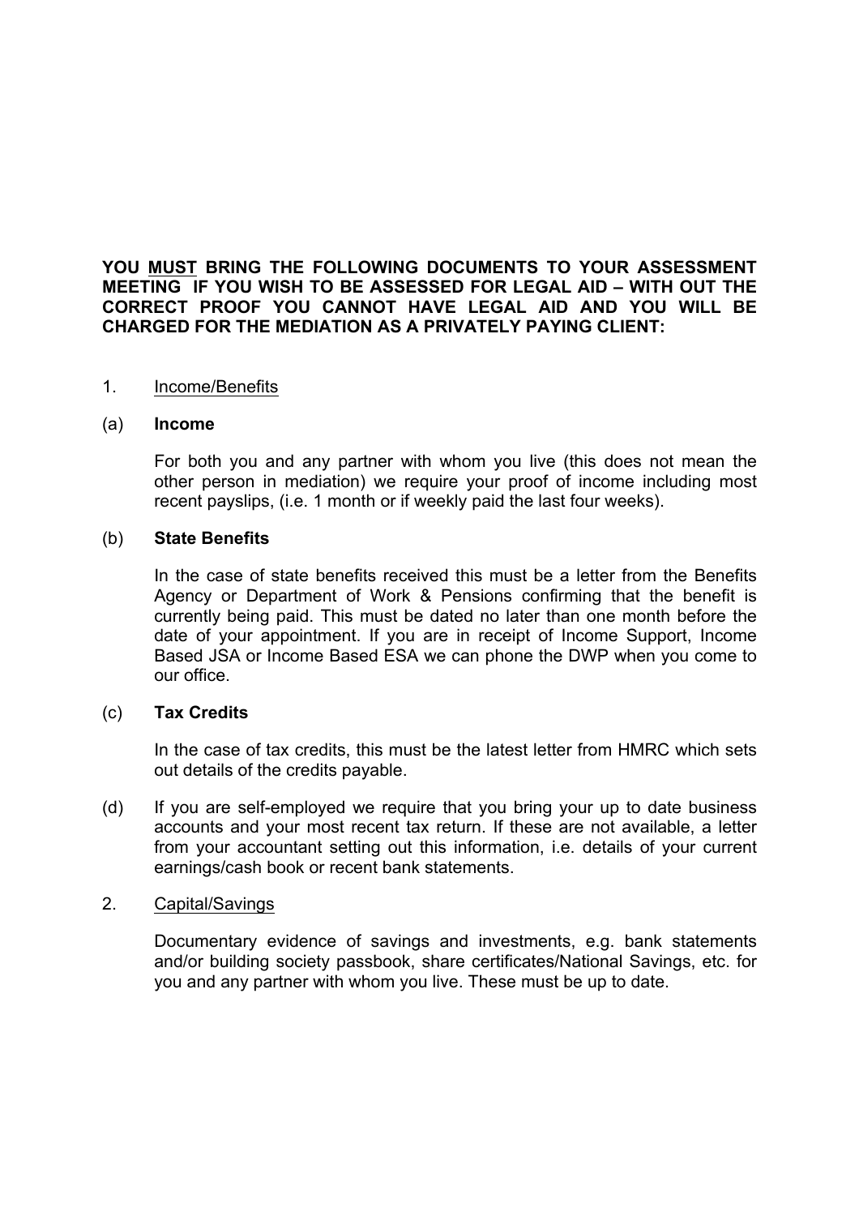**YOU <u>MUST</u> BRING THE FOLLOWING DOCUMENTS TO YOUR ASSESSMENT MEETING IF YOU WISH TO BE ASSESSED FOR LEGAL AID – WITH OUT THE CORRECT PROOF YOU CANNOT HAVE LEGAL AID AND YOU WILL BE CHARGED FOR THE MEDIATION AS A PRIVATELY PAYING CLIENT:**

1. <u>Income/Benefits</u>

(a) **Income**

For both you and any partner with whom you live (this does not mean the other person in mediation) we require your proof of income including most recent payslips, (i.e. 1 month or if weekly paid the last four weeks).

(b) **State Benefits**

In the case of state benefits received this must be a letter from the Benefits Agency or Department of Work & Pensions confirming that the benefit is currently being paid. This must be dated no later than one month before the date of your appointment. If you are in receipt of Income Support, Income Based JSA or Income Based ESA we can phone the DWP when you come to our office.

(c) **Tax Credits**

In the case of tax credits, this must be the latest letter from HMRC which sets out details of the credits payable.

(d) If you are self-employed we require that you bring your up to date business accounts and your most recent tax return. If these are not available, a letter from your accountant setting out this information, i.e. details of your current earnings/cash book or recent bank statements.

2. <u>Capital/Savings</u>

Documentary evidence of savings and investments, e.g. bank statements and/or building society passbook, share certificates/National Savings, etc. for you and any partner with whom you live. These must be up to date.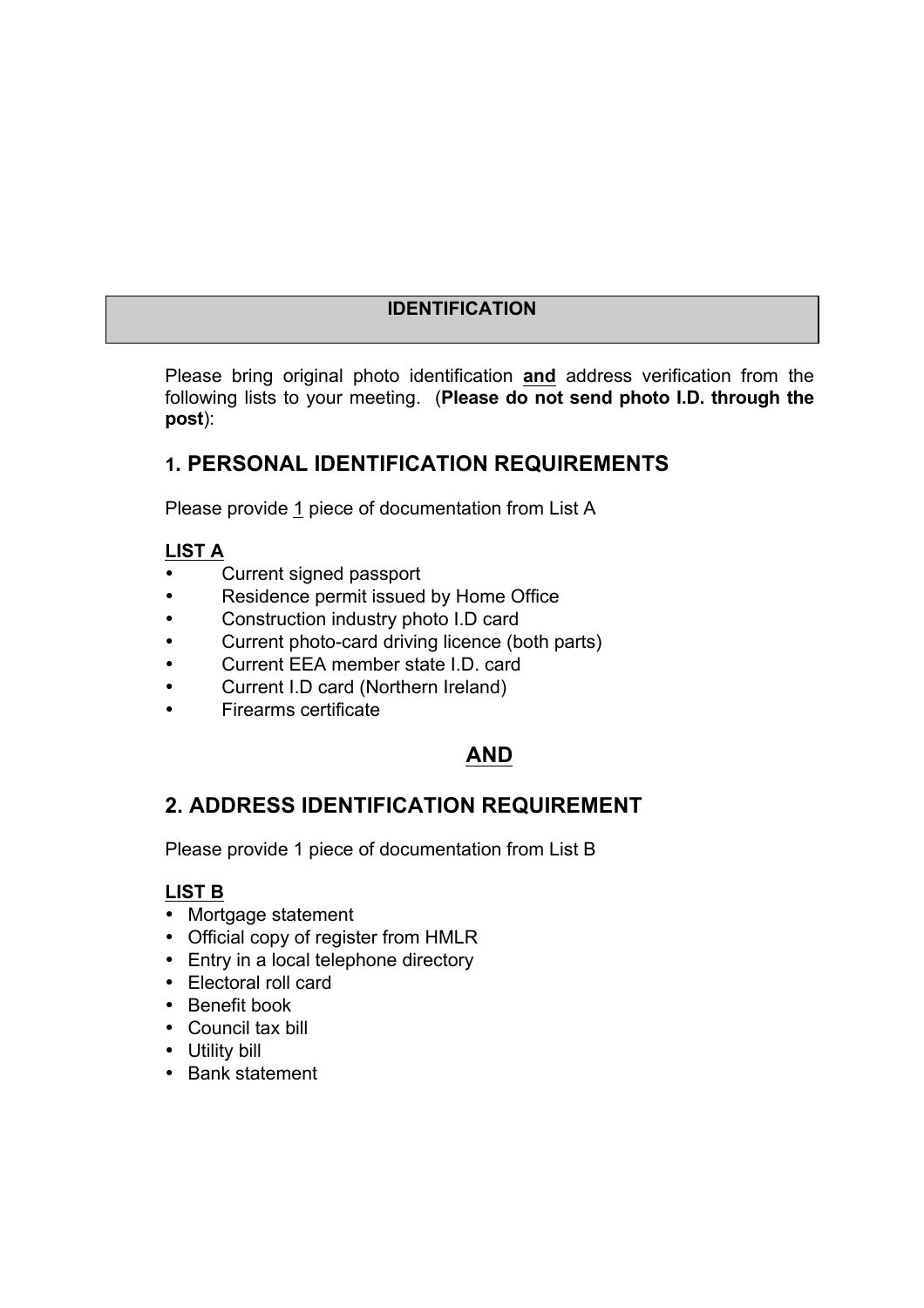## IDENTIFICATION

Please bring original photo identification **and** address verification from the following lists to your meeting. (**Please do not send photo I.D. through the post**):

### 1. PERSONAL IDENTIFICATION REQUIREMENTS

Please provide 1 piece of documentation from List A

**LIST A**

- Current signed passport
- Residence permit issued by Home Office
- Construction industry photo I.D card
- Current photo-card driving licence (both parts)
- Current EEA member state I.D. card
- Current I.D card (Northern Ireland)
- Firearms certificate

**AND**

### 2. ADDRESS IDENTIFICATION REQUIREMENT

Please provide 1 piece of documentation from List B

**LIST B**

- Mortgage statement
- Official copy of register from HMLR
- Entry in a local telephone directory
- Electoral roll card
- Benefit book
- Council tax bill
- Utility bill
- Bank statement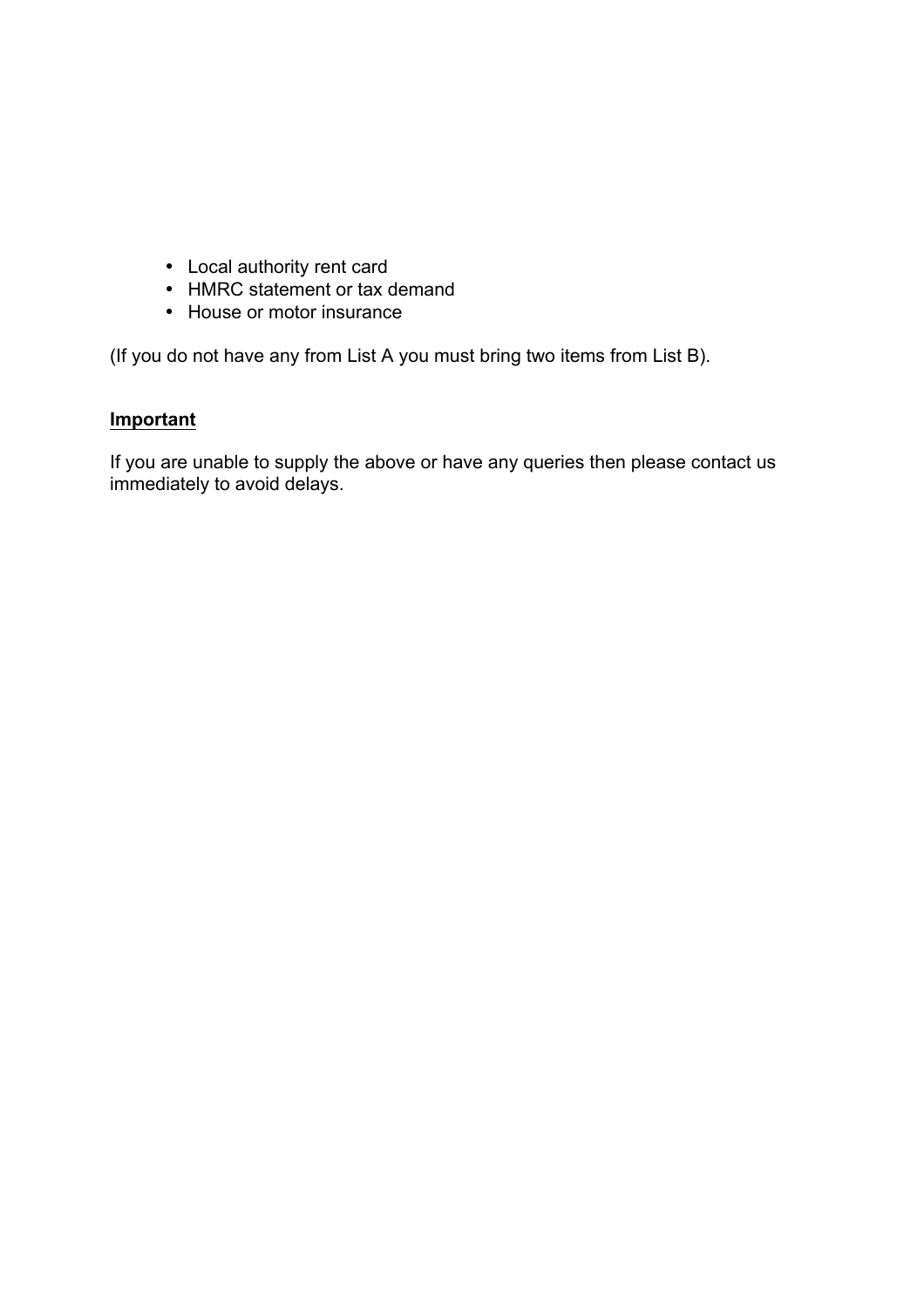- Local authority rent card
- HMRC statement or tax demand
- House or motor insurance

(If you do not have any from List A you must bring two items from List B).

**Important**

If you are unable to supply the above or have any queries then please contact us immediately to avoid delays.